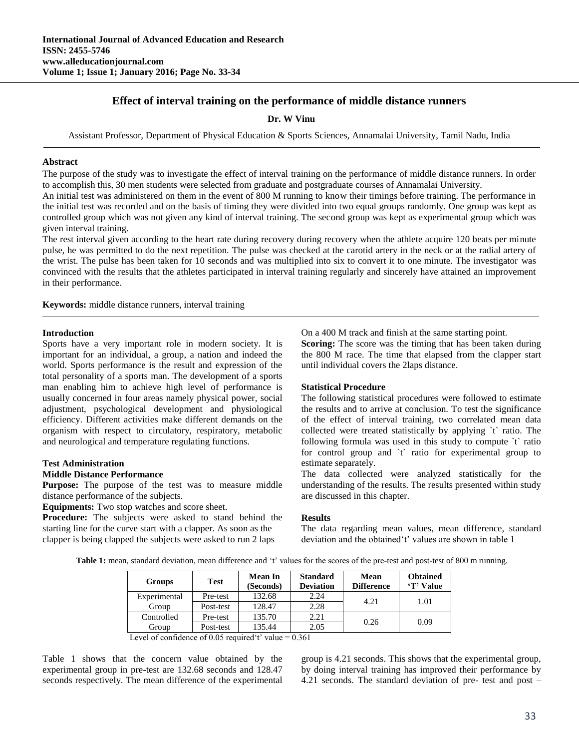# Effect of interval training on the performance of middle distance runners

**Dr. W Vinu**

Assistant Professor, Department of Physical Education & Sports Sciences, Annamalai University, Tamil Nadu, India

## Abstract

The purpose of the study was to investigate the effect of interval training on the performance of middle distance runners. In order to accomplish this, 30 men students were selected from graduate and postgraduate courses of Annamalai University.

An initial test was administered on them in the event of 800 M running to know their timings before training. The performance in the initial test was recorded and on the basis of timing they were divided into two equal groups randomly. One group was kept as controlled group which was not given any kind of interval training. The second group was kept as experimental group which was given interval training.

The rest interval given according to the heart rate during recovery during recovery when the athlete acquire 120 beats per minute pulse, he was permitted to do the next repetition. The pulse was checked at the carotid artery in the neck or at the radial artery of the wrist. The pulse has been taken for 10 seconds and was multiplied into six to convert it to one minute. The investigator was convinced with the results that the athletes participated in interval training regularly and sincerely have attained an improvement in their performance.

**Keywords:** middle distance runners, interval training

## Introduction

Sports have a very important role in modern society. It is important for an individual, a group, a nation and indeed the world. Sports performance is the result and expression of the total personality of a sports man. The development of a sports man enabling him to achieve high level of performance is usually concerned in four areas namely physical power, social adjustment, psychological development and physiological efficiency. Different activities make different demands on the organism with respect to circulatory, respiratory, metabolic and neurological and temperature regulating functions.

## Test Administration

### Middle Distance Performance

**Purpose:** The purpose of the test was to measure middle distance performance of the subjects.

**Equipments:** Two stop watches and score sheet.

**Procedure:** The subjects were asked to stand behind the starting line for the curve start with a clapper. As soon as the clapper is being clapped the subjects were asked to run 2 laps On a 400 M track and finish at the same starting point.

**Scoring:** The score was the timing that has been taken during the 800 M race. The time that elapsed from the clapper start until individual covers the 2laps distance.

## Statistical Procedure

The following statistical procedures were followed to estimate the results and to arrive at conclusion. To test the significance of the effect of interval training, two correlated mean data collected were treated statistically by applying `t` ratio. The following formula was used in this study to compute `t` ratio for control group and `t` ratio for experimental group to estimate separately.

The data collected were analyzed statistically for the understanding of the results. The results presented within study are discussed in this chapter.

## Results

The data regarding mean values, mean difference, standard deviation and the obtained't' values are shown in table 1

**Table 1:** mean, standard deviation, mean difference and 't' values for the scores of the pre-test and post-test of 800 m running.

| Groups | Test | Mean In (Seconds) | Standard Deviation | Mean Difference | Obtained 'T' Value |
|---|---|---|---|---|---|
| Experimental Group | Pre-test | 132.68 | 2.24 | 4.21 | 1.01 |
| | Post-test | 128.47 | 2.28 | | |
| Controlled Group | Pre-test | 135.70 | 2.21 | 0.26 | 0.09 |
| | Post-test | 135.44 | 2.05 | | |

Level of confidence of 0.05 required't' value = 0.361

Table 1 shows that the concern value obtained by the experimental group in pre-test are 132.68 seconds and 128.47 seconds respectively. The mean difference of the experimental group is 4.21 seconds. This shows that the experimental group, by doing interval training has improved their performance by 4.21 seconds. The standard deviation of pre- test and post –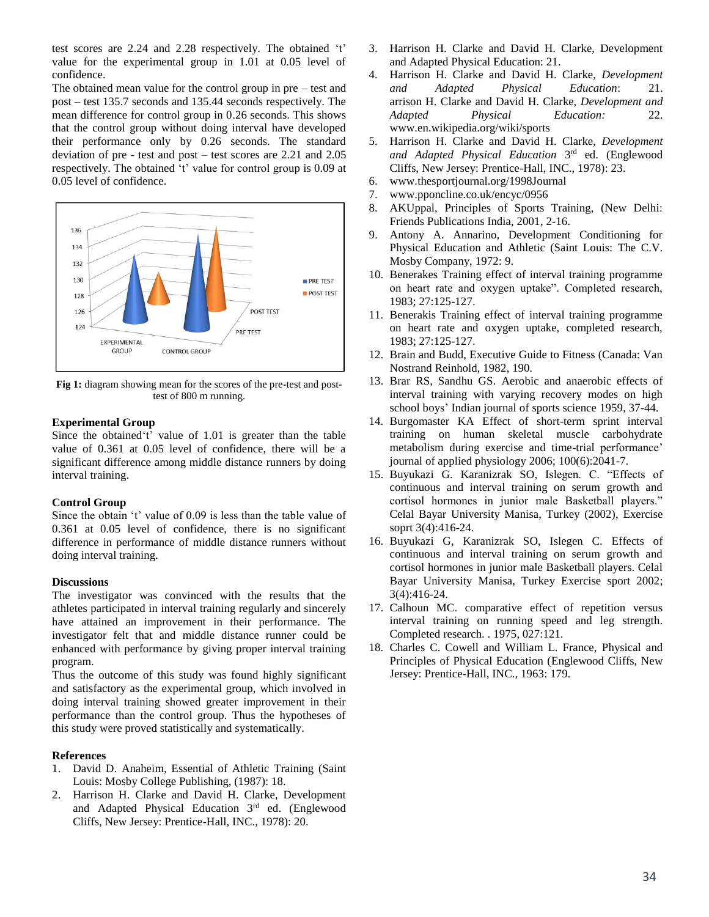test scores are 2.24 and 2.28 respectively. The obtained 't' value for the experimental group in 1.01 at 0.05 level of confidence.

The obtained mean value for the control group in pre – test and post – test 135.7 seconds and 135.44 seconds respectively. The mean difference for control group in 0.26 seconds. This shows that the control group without doing interval have developed their performance only by 0.26 seconds. The standard deviation of pre - test and post – test scores are 2.21 and 2.05 respectively. The obtained 't' value for control group is 0.09 at 0.05 level of confidence.

136
134
132
130
128
126
124
EXPERIMENTAL GROUP
CONTROL GROUP
POST TEST
PRE TEST
PRE TEST
POST TEST

**Fig 1:** diagram showing mean for the scores of the pre-test and post-test of 800 m running.

### Experimental Group

Since the obtained't' value of 1.01 is greater than the table value of 0.361 at 0.05 level of confidence, there will be a significant difference among middle distance runners by doing interval training.

### Control Group

Since the obtain 't' value of 0.09 is less than the table value of 0.361 at 0.05 level of confidence, there is no significant difference in performance of middle distance runners without doing interval training.

### Discussions

The investigator was convinced with the results that the athletes participated in interval training regularly and sincerely have attained an improvement in their performance. The investigator felt that and middle distance runner could be enhanced with performance by giving proper interval training program.

Thus the outcome of this study was found highly significant and satisfactory as the experimental group, which involved in doing interval training showed greater improvement in their performance than the control group. Thus the hypotheses of this study were proved statistically and systematically.

### References

1. David D. Anaheim, Essential of Athletic Training (Saint Louis: Mosby College Publishing, (1987): 18.
2. Harrison H. Clarke and David H. Clarke, Development and Adapted Physical Education 3rd ed. (Englewood Cliffs, New Jersey: Prentice-Hall, INC., 1978): 20.
3. Harrison H. Clarke and David H. Clarke, Development and Adapted Physical Education: 21.
4. Harrison H. Clarke and David H. Clarke, *Development and Adapted Physical Education*: 21. arrison H. Clarke and David H. Clarke, *Development and Adapted Physical Education:* 22. www.en.wikipedia.org/wiki/sports
5. Harrison H. Clarke and David H. Clarke, *Development and Adapted Physical Education* 3rd ed. (Englewood Cliffs, New Jersey: Prentice-Hall, INC., 1978): 23.
6. www.thesportjournal.org/1998Journal
7. www.pponcline.co.uk/encyc/0956
8. AKUppal, Principles of Sports Training, (New Delhi: Friends Publications India, 2001, 2-16.
9. Antony A. Annarino, Development Conditioning for Physical Education and Athletic (Saint Louis: The C.V. Mosby Company, 1972: 9.
10. Benerakes Training effect of interval training programme on heart rate and oxygen uptake". Completed research, 1983; 27:125-127.
11. Benerakis Training effect of interval training programme on heart rate and oxygen uptake, completed research, 1983; 27:125-127.
12. Brain and Budd, Executive Guide to Fitness (Canada: Van Nostrand Reinhold, 1982, 190.
13. Brar RS, Sandhu GS. Aerobic and anaerobic effects of interval training with varying recovery modes on high school boys' Indian journal of sports science 1959, 37-44.
14. Burgomaster KA Effect of short-term sprint interval training on human skeletal muscle carbohydrate metabolism during exercise and time-trial performance' journal of applied physiology 2006; 100(6):2041-7.
15. Buyukazi G. Karanizrak SO, Islegen. C. "Effects of continuous and interval training on serum growth and cortisol hormones in junior male Basketball players." Celal Bayar University Manisa, Turkey (2002), Exercise soprt 3(4):416-24.
16. Buyukazi G, Karanizrak SO, Islegen C. Effects of continuous and interval training on serum growth and cortisol hormones in junior male Basketball players. Celal Bayar University Manisa, Turkey Exercise sport 2002; 3(4):416-24.
17. Calhoun MC. comparative effect of repetition versus interval training on running speed and leg strength. Completed research. . 1975, 027:121.
18. Charles C. Cowell and William L. France, Physical and Principles of Physical Education (Englewood Cliffs, New Jersey: Prentice-Hall, INC., 1963: 179.